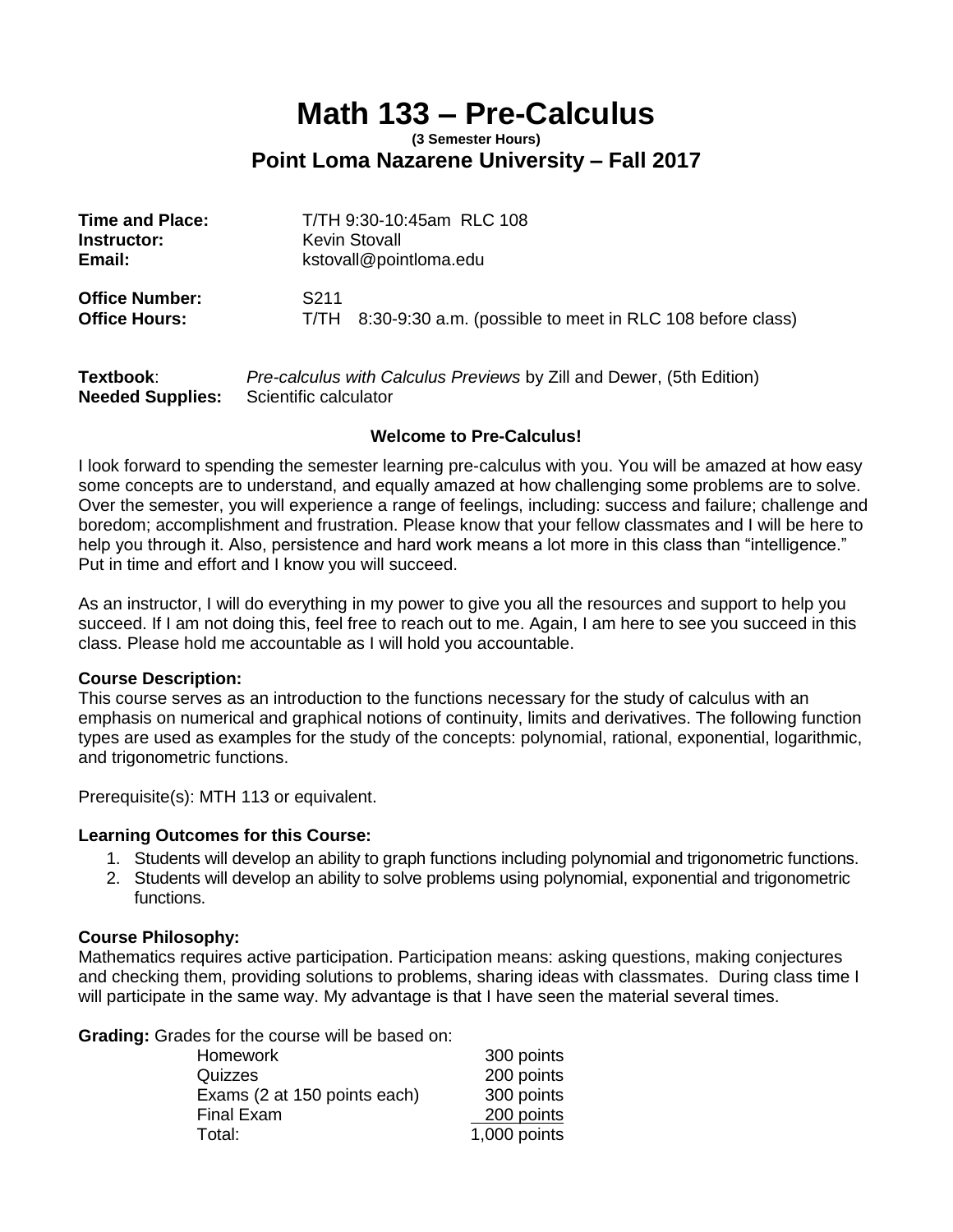# Math 133 – Pre-Calculus

**(3 Semester Hours)**

## Point Loma Nazarene University – Fall 2017

**Time and Place:** T/TH 9:30-10:45am RLC 108
**Instructor:** Kevin Stovall
**Email:** kstovall@pointloma.edu

**Office Number:** S211
**Office Hours:** T/TH 8:30-9:30 a.m. (possible to meet in RLC 108 before class)

**Textbook**: *Pre-calculus with Calculus Previews* by Zill and Dewer, (5th Edition)
**Needed Supplies:** Scientific calculator

**Welcome to Pre-Calculus!**

I look forward to spending the semester learning pre-calculus with you. You will be amazed at how easy some concepts are to understand, and equally amazed at how challenging some problems are to solve. Over the semester, you will experience a range of feelings, including: success and failure; challenge and boredom; accomplishment and frustration. Please know that your fellow classmates and I will be here to help you through it. Also, persistence and hard work means a lot more in this class than "intelligence." Put in time and effort and I know you will succeed.

As an instructor, I will do everything in my power to give you all the resources and support to help you succeed. If I am not doing this, feel free to reach out to me. Again, I am here to see you succeed in this class. Please hold me accountable as I will hold you accountable.

**Course Description:**
This course serves as an introduction to the functions necessary for the study of calculus with an emphasis on numerical and graphical notions of continuity, limits and derivatives. The following function types are used as examples for the study of the concepts: polynomial, rational, exponential, logarithmic, and trigonometric functions.

Prerequisite(s): MTH 113 or equivalent.

**Learning Outcomes for this Course:**

1. Students will develop an ability to graph functions including polynomial and trigonometric functions.
2. Students will develop an ability to solve problems using polynomial, exponential and trigonometric functions.

**Course Philosophy:**
Mathematics requires active participation. Participation means: asking questions, making conjectures and checking them, providing solutions to problems, sharing ideas with classmates. During class time I will participate in the same way. My advantage is that I have seen the material several times.

**Grading:** Grades for the course will be based on:

| | |
|---|---|
| Homework | 300 points |
| Quizzes | 200 points |
| Exams (2 at 150 points each) | 300 points |
| Final Exam | 200 points |
| Total: | 1,000 points |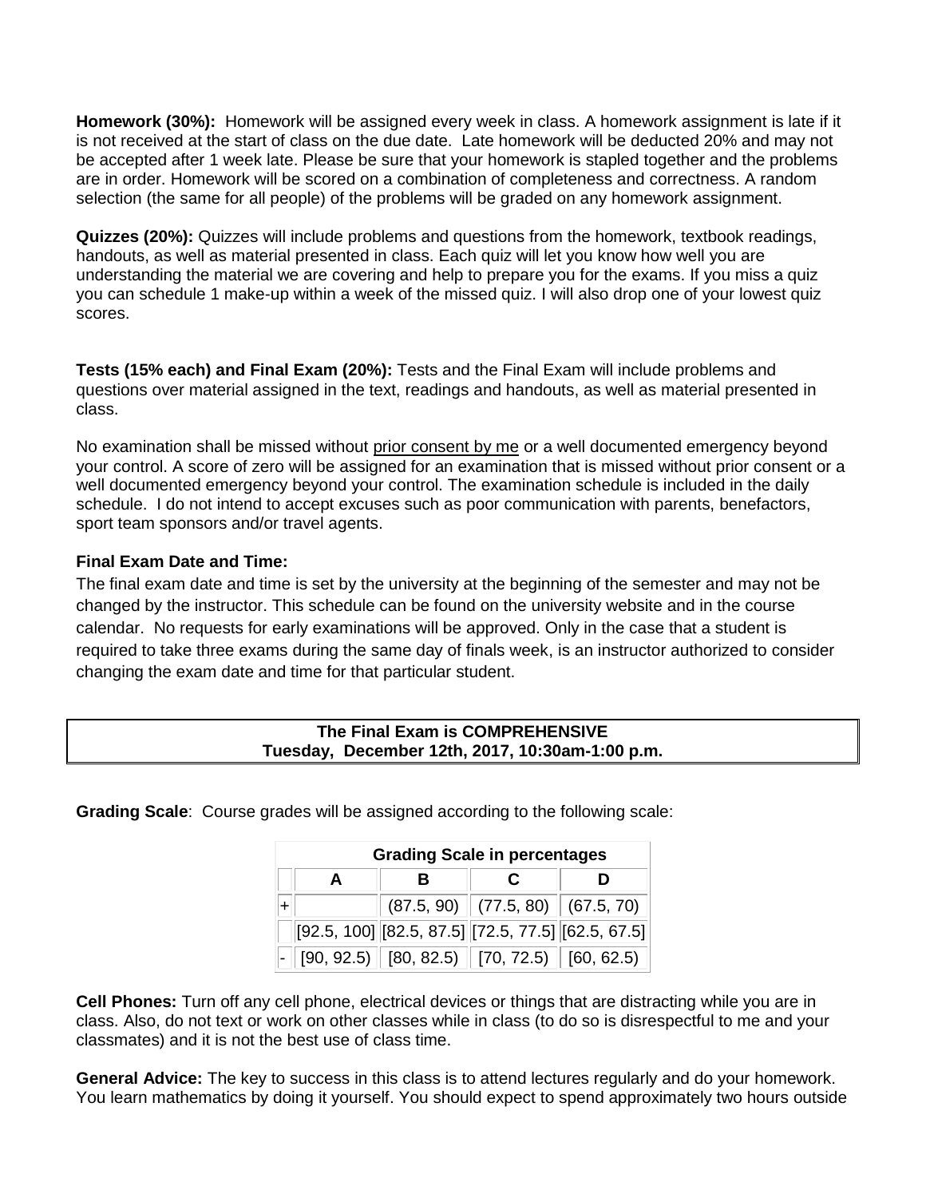**Homework (30%):** Homework will be assigned every week in class. A homework assignment is late if it is not received at the start of class on the due date. Late homework will be deducted 20% and may not be accepted after 1 week late. Please be sure that your homework is stapled together and the problems are in order. Homework will be scored on a combination of completeness and correctness. A random selection (the same for all people) of the problems will be graded on any homework assignment.

**Quizzes (20%):** Quizzes will include problems and questions from the homework, textbook readings, handouts, as well as material presented in class. Each quiz will let you know how well you are understanding the material we are covering and help to prepare you for the exams. If you miss a quiz you can schedule 1 make-up within a week of the missed quiz. I will also drop one of your lowest quiz scores.

**Tests (15% each) and Final Exam (20%):** Tests and the Final Exam will include problems and questions over material assigned in the text, readings and handouts, as well as material presented in class.

No examination shall be missed without prior consent by me or a well documented emergency beyond your control. A score of zero will be assigned for an examination that is missed without prior consent or a well documented emergency beyond your control. The examination schedule is included in the daily schedule. I do not intend to accept excuses such as poor communication with parents, benefactors, sport team sponsors and/or travel agents.

**Final Exam Date and Time:**

The final exam date and time is set by the university at the beginning of the semester and may not be changed by the instructor. This schedule can be found on the university website and in the course calendar. No requests for early examinations will be approved. Only in the case that a student is required to take three exams during the same day of finals week, is an instructor authorized to consider changing the exam date and time for that particular student.

**The Final Exam is COMPREHENSIVE**
**Tuesday, December 12th, 2017, 10:30am-1:00 p.m.**

**Grading Scale**: Course grades will be assigned according to the following scale:

**Grading Scale in percentages**

| | A | B | C | D |
|---|---|---|---|---|
| + | | (87.5, 90) | (77.5, 80) | (67.5, 70) |
| | [92.5, 100] | [82.5, 87.5] | [72.5, 77.5] | [62.5, 67.5] |
| - | [90, 92.5) | [80, 82.5) | [70, 72.5) | [60, 62.5) |

**Cell Phones:** Turn off any cell phone, electrical devices or things that are distracting while you are in class. Also, do not text or work on other classes while in class (to do so is disrespectful to me and your classmates) and it is not the best use of class time.

**General Advice:** The key to success in this class is to attend lectures regularly and do your homework. You learn mathematics by doing it yourself. You should expect to spend approximately two hours outside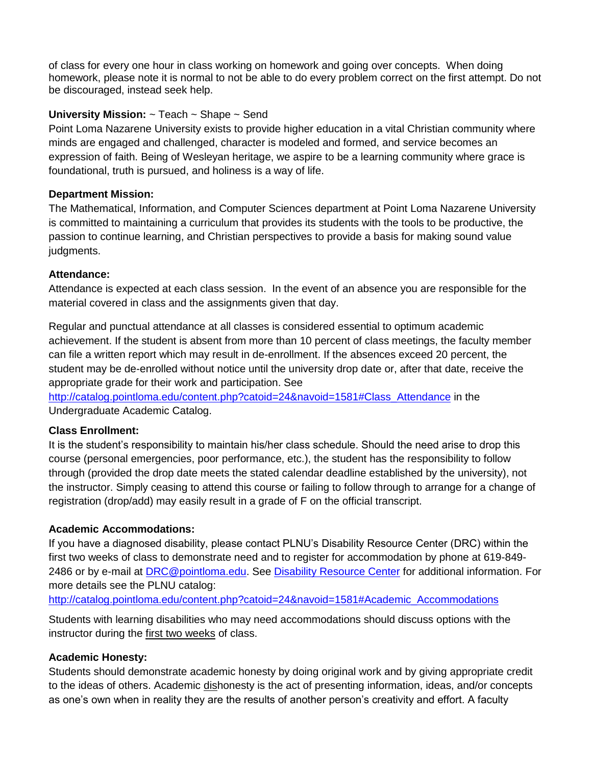of class for every one hour in class working on homework and going over concepts. When doing homework, please note it is normal to not be able to do every problem correct on the first attempt. Do not be discouraged, instead seek help.

**University Mission:** ~ Teach ~ Shape ~ Send

Point Loma Nazarene University exists to provide higher education in a vital Christian community where minds are engaged and challenged, character is modeled and formed, and service becomes an expression of faith. Being of Wesleyan heritage, we aspire to be a learning community where grace is foundational, truth is pursued, and holiness is a way of life.

**Department Mission:**

The Mathematical, Information, and Computer Sciences department at Point Loma Nazarene University is committed to maintaining a curriculum that provides its students with the tools to be productive, the passion to continue learning, and Christian perspectives to provide a basis for making sound value judgments.

**Attendance:**

Attendance is expected at each class session. In the event of an absence you are responsible for the material covered in class and the assignments given that day.

Regular and punctual attendance at all classes is considered essential to optimum academic achievement. If the student is absent from more than 10 percent of class meetings, the faculty member can file a written report which may result in de-enrollment. If the absences exceed 20 percent, the student may be de-enrolled without notice until the university drop date or, after that date, receive the appropriate grade for their work and participation. See [http://catalog.pointloma.edu/content.php?catoid=24&navoid=1581#Class_Attendance](http://catalog.pointloma.edu/content.php?catoid=24&navoid=1581#Class_Attendance) in the Undergraduate Academic Catalog.

**Class Enrollment:**

It is the student's responsibility to maintain his/her class schedule. Should the need arise to drop this course (personal emergencies, poor performance, etc.), the student has the responsibility to follow through (provided the drop date meets the stated calendar deadline established by the university), not the instructor. Simply ceasing to attend this course or failing to follow through to arrange for a change of registration (drop/add) may easily result in a grade of F on the official transcript.

**Academic Accommodations:**

If you have a diagnosed disability, please contact PLNU's Disability Resource Center (DRC) within the first two weeks of class to demonstrate need and to register for accommodation by phone at 619-849-2486 or by e-mail at [DRC@pointloma.edu](mailto:DRC@pointloma.edu). See [Disability Resource Center]() for additional information. For more details see the PLNU catalog:
[http://catalog.pointloma.edu/content.php?catoid=24&navoid=1581#Academic_Accommodations](http://catalog.pointloma.edu/content.php?catoid=24&navoid=1581#Academic_Accommodations)

Students with learning disabilities who may need accommodations should discuss options with the instructor during the <u>first two weeks</u> of class.

**Academic Honesty:**

Students should demonstrate academic honesty by doing original work and by giving appropriate credit to the ideas of others. Academic <u>dis</u>honesty is the act of presenting information, ideas, and/or concepts as one's own when in reality they are the results of another person's creativity and effort. A faculty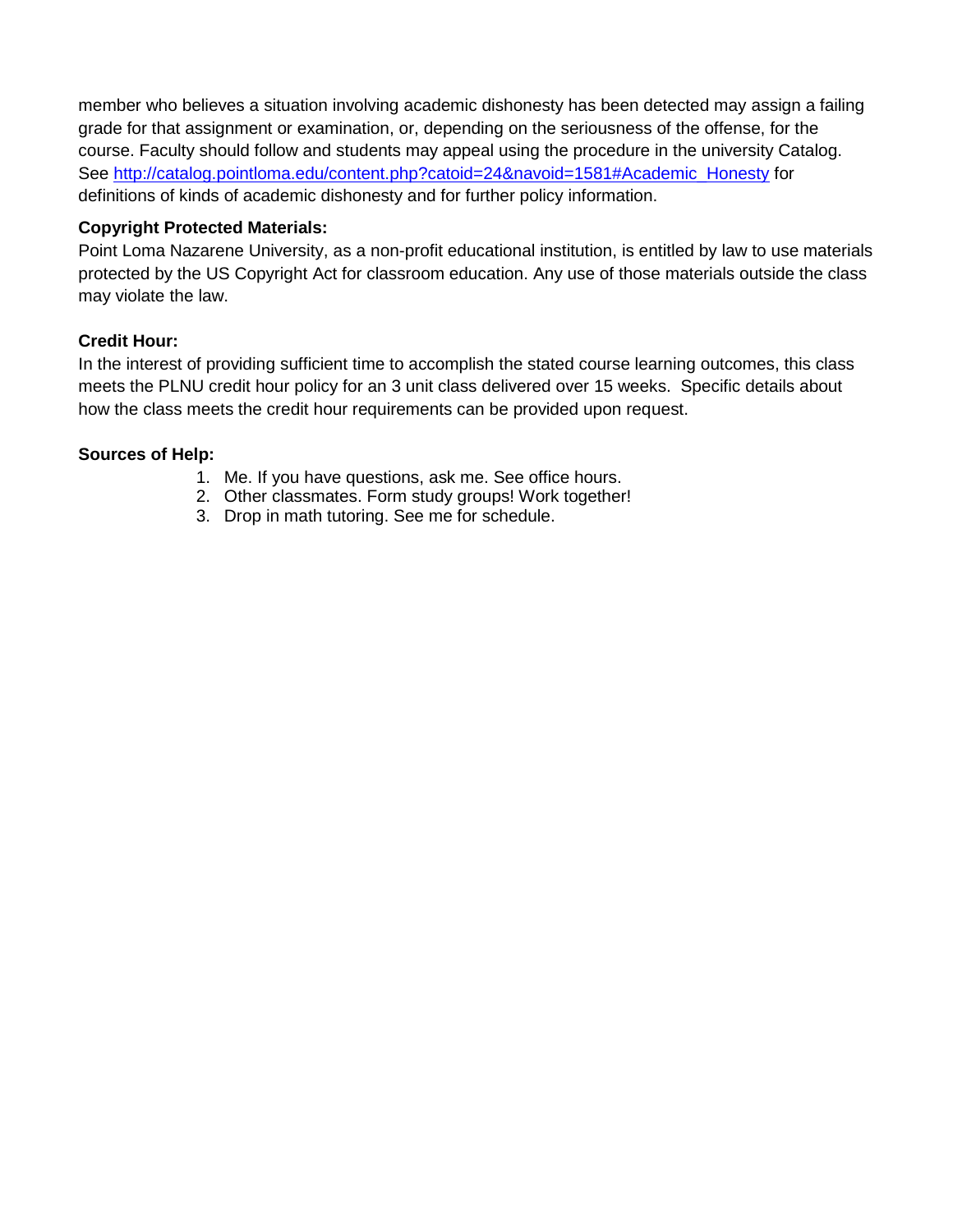member who believes a situation involving academic dishonesty has been detected may assign a failing grade for that assignment or examination, or, depending on the seriousness of the offense, for the course. Faculty should follow and students may appeal using the procedure in the university Catalog. See [http://catalog.pointloma.edu/content.php?catoid=24&navoid=1581#Academic_Honesty](http://catalog.pointloma.edu/content.php?catoid=24&navoid=1581#Academic_Honesty) for definitions of kinds of academic dishonesty and for further policy information.

**Copyright Protected Materials:**

Point Loma Nazarene University, as a non-profit educational institution, is entitled by law to use materials protected by the US Copyright Act for classroom education. Any use of those materials outside the class may violate the law.

**Credit Hour:**

In the interest of providing sufficient time to accomplish the stated course learning outcomes, this class meets the PLNU credit hour policy for an 3 unit class delivered over 15 weeks. Specific details about how the class meets the credit hour requirements can be provided upon request.

**Sources of Help:**

1. Me. If you have questions, ask me. See office hours.
2. Other classmates. Form study groups! Work together!
3. Drop in math tutoring. See me for schedule.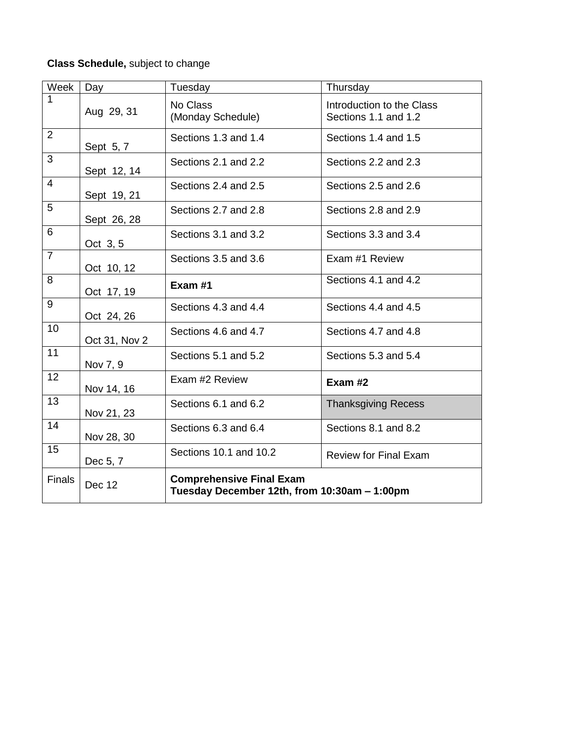**Class Schedule,** subject to change

| Week | Day | Tuesday | Thursday |
| --- | --- | --- | --- |
| 1 | Aug 29, 31 | No Class<br>(Monday Schedule) | Introduction to the Class<br>Sections 1.1 and 1.2 |
| 2 | Sept 5, 7 | Sections 1.3 and 1.4 | Sections 1.4 and 1.5 |
| 3 | Sept 12, 14 | Sections 2.1 and 2.2 | Sections 2.2 and 2.3 |
| 4 | Sept 19, 21 | Sections 2.4 and 2.5 | Sections 2.5 and 2.6 |
| 5 | Sept 26, 28 | Sections 2.7 and 2.8 | Sections 2.8 and 2.9 |
| 6 | Oct 3, 5 | Sections 3.1 and 3.2 | Sections 3.3 and 3.4 |
| 7 | Oct 10, 12 | Sections 3.5 and 3.6 | Exam #1 Review |
| 8 | Oct 17, 19 | **Exam #1** | Sections 4.1 and 4.2 |
| 9 | Oct 24, 26 | Sections 4.3 and 4.4 | Sections 4.4 and 4.5 |
| 10 | Oct 31, Nov 2 | Sections 4.6 and 4.7 | Sections 4.7 and 4.8 |
| 11 | Nov 7, 9 | Sections 5.1 and 5.2 | Sections 5.3 and 5.4 |
| 12 | Nov 14, 16 | Exam #2 Review | **Exam #2** |
| 13 | Nov 21, 23 | Sections 6.1 and 6.2 | Thanksgiving Recess |
| 14 | Nov 28, 30 | Sections 6.3 and 6.4 | Sections 8.1 and 8.2 |
| 15 | Dec 5, 7 | Sections 10.1 and 10.2 | Review for Final Exam |
| Finals | Dec 12 | **Comprehensive Final Exam<br>Tuesday December 12th, from 10:30am – 1:00pm** | |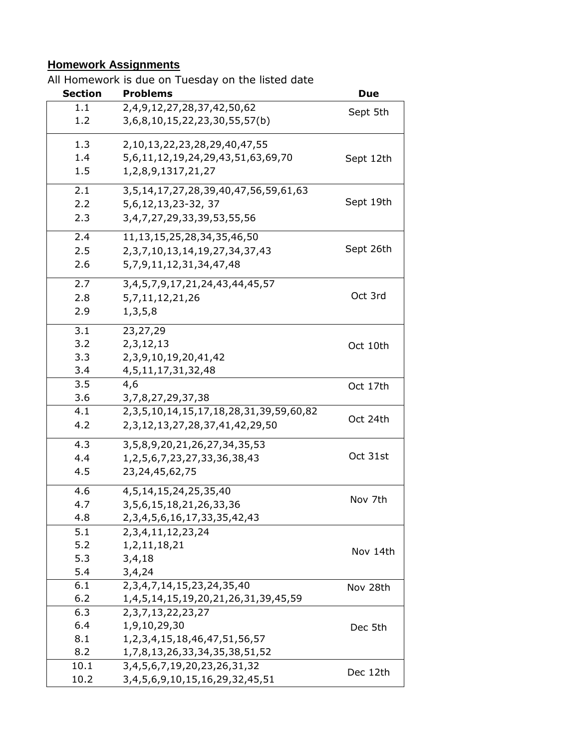## **Homework Assignments**

All Homework is due on Tuesday on the listed date

| Section | Problems | Due |
|---|---|---|
| 1.1 | 2,4,9,12,27,28,37,42,50,62 | Sept 5th |
| 1.2 | 3,6,8,10,15,22,23,30,55,57(b) | |
| 1.3 | 2,10,13,22,23,28,29,40,47,55 | Sept 12th |
| 1.4 | 5,6,11,12,19,24,29,43,51,63,69,70 | |
| 1.5 | 1,2,8,9,1317,21,27 | |
| 2.1 | 3,5,14,17,27,28,39,40,47,56,59,61,63 | Sept 19th |
| 2.2 | 5,6,12,13,23-32, 37 | |
| 2.3 | 3,4,7,27,29,33,39,53,55,56 | |
| 2.4 | 11,13,15,25,28,34,35,46,50 | Sept 26th |
| 2.5 | 2,3,7,10,13,14,19,27,34,37,43 | |
| 2.6 | 5,7,9,11,12,31,34,47,48 | |
| 2.7 | 3,4,5,7,9,17,21,24,43,44,45,57 | Oct 3rd |
| 2.8 | 5,7,11,12,21,26 | |
| 2.9 | 1,3,5,8 | |
| 3.1 | 23,27,29 | Oct 10th |
| 3.2 | 2,3,12,13 | |
| 3.3 | 2,3,9,10,19,20,41,42 | |
| 3.4 | 4,5,11,17,31,32,48 | |
| 3.5 | 4,6 | Oct 17th |
| 3.6 | 3,7,8,27,29,37,38 | |
| 4.1 | 2,3,5,10,14,15,17,18,28,31,39,59,60,82 | Oct 24th |
| 4.2 | 2,3,12,13,27,28,37,41,42,29,50 | |
| 4.3 | 3,5,8,9,20,21,26,27,34,35,53 | Oct 31st |
| 4.4 | 1,2,5,6,7,23,27,33,36,38,43 | |
| 4.5 | 23,24,45,62,75 | |
| 4.6 | 4,5,14,15,24,25,35,40 | Nov 7th |
| 4.7 | 3,5,6,15,18,21,26,33,36 | |
| 4.8 | 2,3,4,5,6,16,17,33,35,42,43 | |
| 5.1 | 2,3,4,11,12,23,24 | Nov 14th |
| 5.2 | 1,2,11,18,21 | |
| 5.3 | 3,4,18 | |
| 5.4 | 3,4,24 | |
| 6.1 | 2,3,4,7,14,15,23,24,35,40 | Nov 28th |
| 6.2 | 1,4,5,14,15,19,20,21,26,31,39,45,59 | |
| 6.3 | 2,3,7,13,22,23,27 | Dec 5th |
| 6.4 | 1,9,10,29,30 | |
| 8.1 | 1,2,3,4,15,18,46,47,51,56,57 | |
| 8.2 | 1,7,8,13,26,33,34,35,38,51,52 | |
| 10.1 | 3,4,5,6,7,19,20,23,26,31,32 | Dec 12th |
| 10.2 | 3,4,5,6,9,10,15,16,29,32,45,51 | |